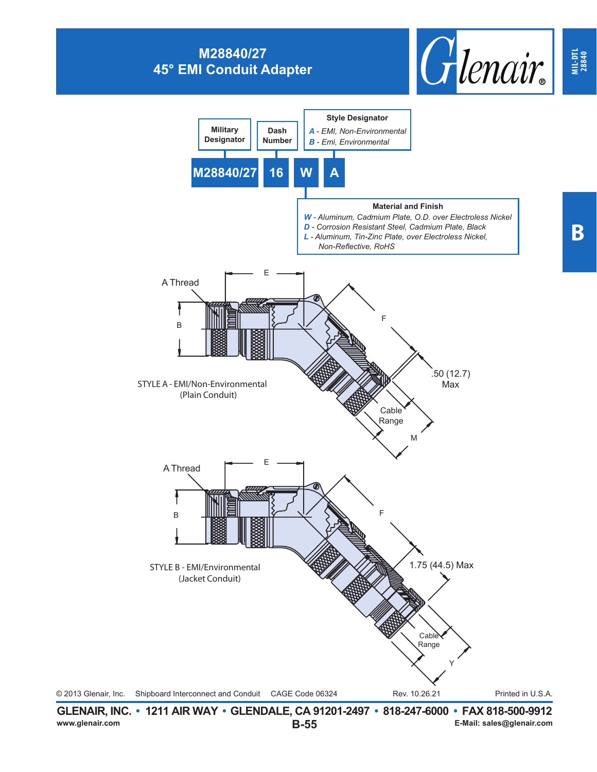# M28840/27
## 45° EMI Conduit Adapter

**Military Designator** — M28840/27

**Dash Number** — 16

**Material and Finish** — W

**Style Designator** — A

M28840/27 16 W A

**Style Designator**
- *A* - EMI, Non-Environmental
- *B* - Emi, Environmental

**Material and Finish**
- *W* - Aluminum, Cadmium Plate, O.D. over Electroless Nickel
- *D* - Corrosion Resistant Steel, Cadmium Plate, Black
- *L* - Aluminum, Tin-Zinc Plate, over Electroless Nickel, Non-Reflective, RoHS

A Thread

E

B

F

.50 (12.7) Max

Cable Range

M

STYLE A - EMI/Non-Environmental (Plain Conduit)

A Thread

E

B

F

1.75 (44.5) Max

Cable Range

Y

STYLE B - EMI/Environmental (Jacket Conduit)

© 2013 Glenair, Inc. Shipboard Interconnect and Conduit CAGE Code 06324 Rev. 10.26.21 Printed in U.S.A.

**GLENAIR, INC. • 1211 AIR WAY • GLENDALE, CA 91201-2497 • 818-247-6000 • FAX 818-500-9912**

www.glenair.com B-55 E-Mail: sales@glenair.com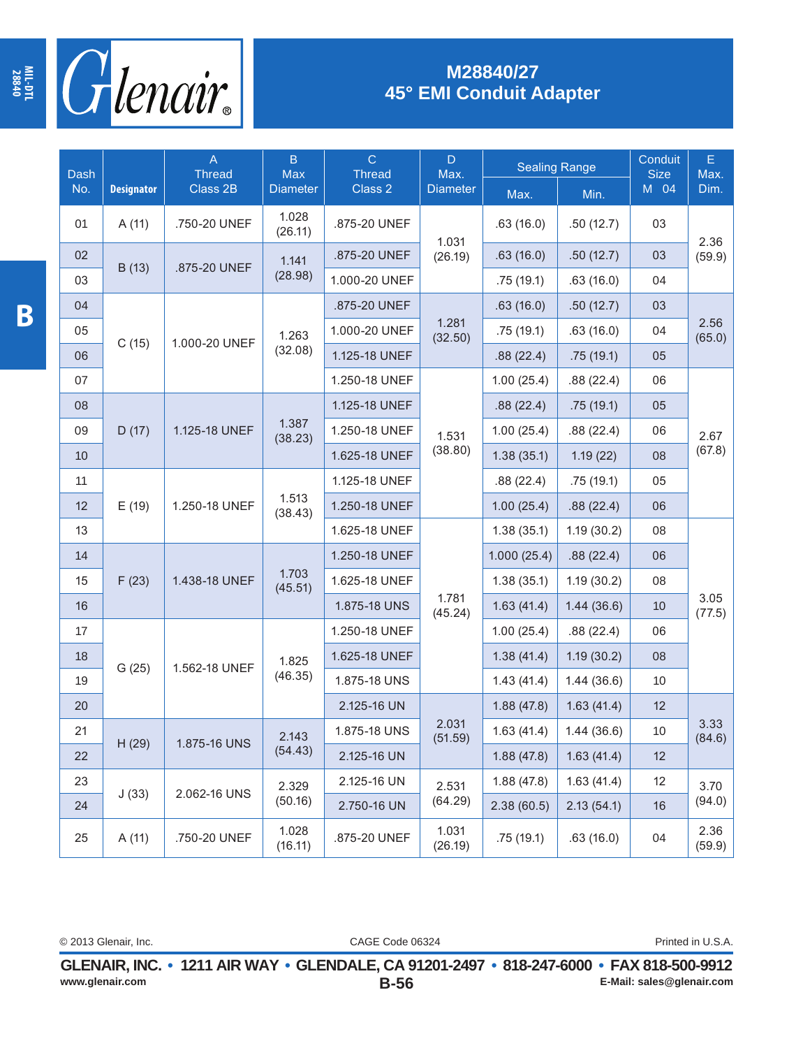# M28840/27
## 45° EMI Conduit Adapter

| Dash No. | Designator | A Thread Class 2B | B Max Diameter | C Thread Class 2 | D Max. Diameter | Sealing Range | | Conduit Size M 04 | E Max. Dim. |
|---|---|---|---|---|---|---|---|---|---|
| | | | | | | Max. | Min. | | |
| 01 | A (11) | .750-20 UNEF | 1.028 (26.11) | .875-20 UNEF | 1.031 (26.19) | .63 (16.0) | .50 (12.7) | 03 | 2.36 (59.9) |
| 02 | B (13) | .875-20 UNEF | 1.141 (28.98) | .875-20 UNEF | 1.031 (26.19) | .63 (16.0) | .50 (12.7) | 03 | 2.36 (59.9) |
| 03 | B (13) | .875-20 UNEF | 1.141 (28.98) | 1.000-20 UNEF | 1.031 (26.19) | .75 (19.1) | .63 (16.0) | 04 | 2.36 (59.9) |
| 04 | C (15) | 1.000-20 UNEF | 1.263 (32.08) | .875-20 UNEF | 1.281 (32.50) | .63 (16.0) | .50 (12.7) | 03 | 2.56 (65.0) |
| 05 | C (15) | 1.000-20 UNEF | 1.263 (32.08) | 1.000-20 UNEF | 1.281 (32.50) | .75 (19.1) | .63 (16.0) | 04 | 2.56 (65.0) |
| 06 | C (15) | 1.000-20 UNEF | 1.263 (32.08) | 1.125-18 UNEF | 1.281 (32.50) | .88 (22.4) | .75 (19.1) | 05 | 2.56 (65.0) |
| 07 | C (15) | 1.000-20 UNEF | 1.263 (32.08) | 1.250-18 UNEF | 1.531 (38.80) | 1.00 (25.4) | .88 (22.4) | 06 | 2.67 (67.8) |
| 08 | D (17) | 1.125-18 UNEF | 1.387 (38.23) | 1.125-18 UNEF | 1.531 (38.80) | .88 (22.4) | .75 (19.1) | 05 | 2.67 (67.8) |
| 09 | D (17) | 1.125-18 UNEF | 1.387 (38.23) | 1.250-18 UNEF | 1.531 (38.80) | 1.00 (25.4) | .88 (22.4) | 06 | 2.67 (67.8) |
| 10 | D (17) | 1.125-18 UNEF | 1.387 (38.23) | 1.625-18 UNEF | 1.531 (38.80) | 1.38 (35.1) | 1.19 (22) | 08 | 2.67 (67.8) |
| 11 | E (19) | 1.250-18 UNEF | 1.513 (38.43) | 1.125-18 UNEF | 1.531 (38.80) | .88 (22.4) | .75 (19.1) | 05 | 2.67 (67.8) |
| 12 | E (19) | 1.250-18 UNEF | 1.513 (38.43) | 1.250-18 UNEF | 1.531 (38.80) | 1.00 (25.4) | .88 (22.4) | 06 | 2.67 (67.8) |
| 13 | E (19) | 1.250-18 UNEF | 1.513 (38.43) | 1.625-18 UNEF | 1.781 (45.24) | 1.38 (35.1) | 1.19 (30.2) | 08 | 3.05 (77.5) |
| 14 | F (23) | 1.438-18 UNEF | 1.703 (45.51) | 1.250-18 UNEF | 1.781 (45.24) | 1.000 (25.4) | .88 (22.4) | 06 | 3.05 (77.5) |
| 15 | F (23) | 1.438-18 UNEF | 1.703 (45.51) | 1.625-18 UNEF | 1.781 (45.24) | 1.38 (35.1) | 1.19 (30.2) | 08 | 3.05 (77.5) |
| 16 | F (23) | 1.438-18 UNEF | 1.703 (45.51) | 1.875-18 UNS | 1.781 (45.24) | 1.63 (41.4) | 1.44 (36.6) | 10 | 3.05 (77.5) |
| 17 | G (25) | 1.562-18 UNEF | 1.825 (46.35) | 1.250-18 UNEF | 1.781 (45.24) | 1.00 (25.4) | .88 (22.4) | 06 | 3.05 (77.5) |
| 18 | G (25) | 1.562-18 UNEF | 1.825 (46.35) | 1.625-18 UNEF | 1.781 (45.24) | 1.38 (41.4) | 1.19 (30.2) | 08 | 3.05 (77.5) |
| 19 | G (25) | 1.562-18 UNEF | 1.825 (46.35) | 1.875-18 UNS | 1.781 (45.24) | 1.43 (41.4) | 1.44 (36.6) | 10 | 3.05 (77.5) |
| 20 | G (25) | 1.562-18 UNEF | 1.825 (46.35) | 2.125-16 UN | 2.031 (51.59) | 1.88 (47.8) | 1.63 (41.4) | 12 | 3.33 (84.6) |
| 21 | H (29) | 1.875-16 UNS | 2.143 (54.43) | 1.875-18 UNS | 2.031 (51.59) | 1.63 (41.4) | 1.44 (36.6) | 10 | 3.33 (84.6) |
| 22 | H (29) | 1.875-16 UNS | 2.143 (54.43) | 2.125-16 UN | 2.031 (51.59) | 1.88 (47.8) | 1.63 (41.4) | 12 | 3.33 (84.6) |
| 23 | J (33) | 2.062-16 UNS | 2.329 (50.16) | 2.125-16 UN | 2.531 (64.29) | 1.88 (47.8) | 1.63 (41.4) | 12 | 3.70 (94.0) |
| 24 | J (33) | 2.062-16 UNS | 2.329 (50.16) | 2.750-16 UN | 2.531 (64.29) | 2.38 (60.5) | 2.13 (54.1) | 16 | 3.70 (94.0) |
| 25 | A (11) | .750-20 UNEF | 1.028 (16.11) | .875-20 UNEF | 1.031 (26.19) | .75 (19.1) | .63 (16.0) | 04 | 2.36 (59.9) |

© 2013 Glenair, Inc. CAGE Code 06324 Printed in U.S.A.

**GLENAIR, INC. • 1211 AIR WAY • GLENDALE, CA 91201-2497 • 818-247-6000 • FAX 818-500-9912**
www.glenair.com E-Mail: sales@glenair.com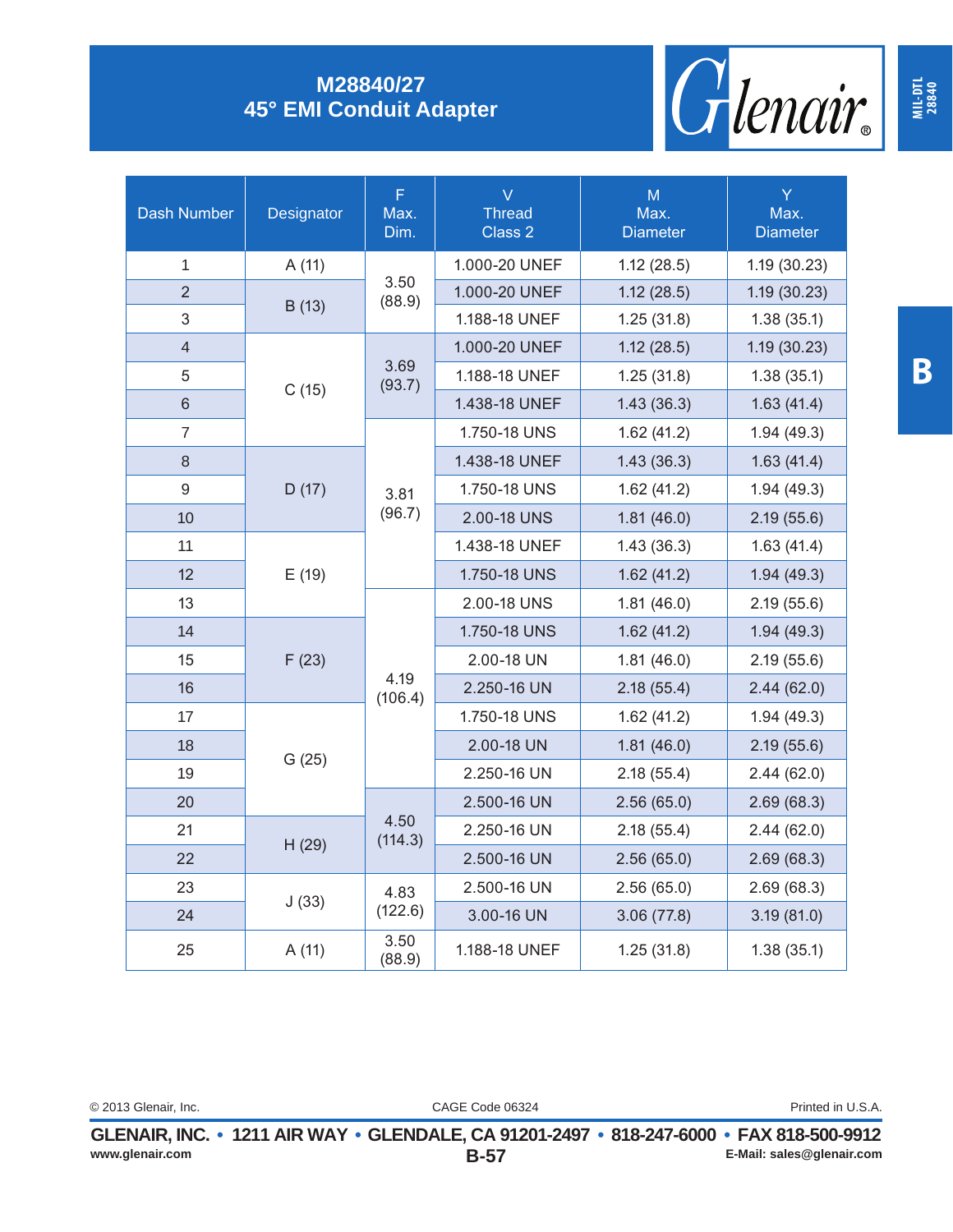# M28840/27
## 45° EMI Conduit Adapter

| Dash Number | Designator | F Max. Dim. | V Thread Class 2 | M Max. Diameter | Y Max. Diameter |
|---|---|---|---|---|---|
| 1 | A (11) | 3.50 (88.9) | 1.000-20 UNEF | 1.12 (28.5) | 1.19 (30.23) |
| 2 | B (13) | 3.50 (88.9) | 1.000-20 UNEF | 1.12 (28.5) | 1.19 (30.23) |
| 3 | B (13) | 3.50 (88.9) | 1.188-18 UNEF | 1.25 (31.8) | 1.38 (35.1) |
| 4 | C (15) | 3.69 (93.7) | 1.000-20 UNEF | 1.12 (28.5) | 1.19 (30.23) |
| 5 | C (15) | 3.69 (93.7) | 1.188-18 UNEF | 1.25 (31.8) | 1.38 (35.1) |
| 6 | C (15) | 3.69 (93.7) | 1.438-18 UNEF | 1.43 (36.3) | 1.63 (41.4) |
| 7 | C (15) | 3.81 (96.7) | 1.750-18 UNS | 1.62 (41.2) | 1.94 (49.3) |
| 8 | D (17) | 3.81 (96.7) | 1.438-18 UNEF | 1.43 (36.3) | 1.63 (41.4) |
| 9 | D (17) | 3.81 (96.7) | 1.750-18 UNS | 1.62 (41.2) | 1.94 (49.3) |
| 10 | D (17) | 3.81 (96.7) | 2.00-18 UNS | 1.81 (46.0) | 2.19 (55.6) |
| 11 | E (19) | 3.81 (96.7) | 1.438-18 UNEF | 1.43 (36.3) | 1.63 (41.4) |
| 12 | E (19) | 3.81 (96.7) | 1.750-18 UNS | 1.62 (41.2) | 1.94 (49.3) |
| 13 | E (19) | 4.19 (106.4) | 2.00-18 UNS | 1.81 (46.0) | 2.19 (55.6) |
| 14 | F (23) | 4.19 (106.4) | 1.750-18 UNS | 1.62 (41.2) | 1.94 (49.3) |
| 15 | F (23) | 4.19 (106.4) | 2.00-18 UN | 1.81 (46.0) | 2.19 (55.6) |
| 16 | F (23) | 4.19 (106.4) | 2.250-16 UN | 2.18 (55.4) | 2.44 (62.0) |
| 17 | G (25) | 4.19 (106.4) | 1.750-18 UNS | 1.62 (41.2) | 1.94 (49.3) |
| 18 | G (25) | 4.19 (106.4) | 2.00-18 UN | 1.81 (46.0) | 2.19 (55.6) |
| 19 | G (25) | 4.19 (106.4) | 2.250-16 UN | 2.18 (55.4) | 2.44 (62.0) |
| 20 | G (25) | 4.50 (114.3) | 2.500-16 UN | 2.56 (65.0) | 2.69 (68.3) |
| 21 | H (29) | 4.50 (114.3) | 2.250-16 UN | 2.18 (55.4) | 2.44 (62.0) |
| 22 | H (29) | 4.50 (114.3) | 2.500-16 UN | 2.56 (65.0) | 2.69 (68.3) |
| 23 | J (33) | 4.83 (122.6) | 2.500-16 UN | 2.56 (65.0) | 2.69 (68.3) |
| 24 | J (33) | 4.83 (122.6) | 3.00-16 UN | 3.06 (77.8) | 3.19 (81.0) |
| 25 | A (11) | 3.50 (88.9) | 1.188-18 UNEF | 1.25 (31.8) | 1.38 (35.1) |